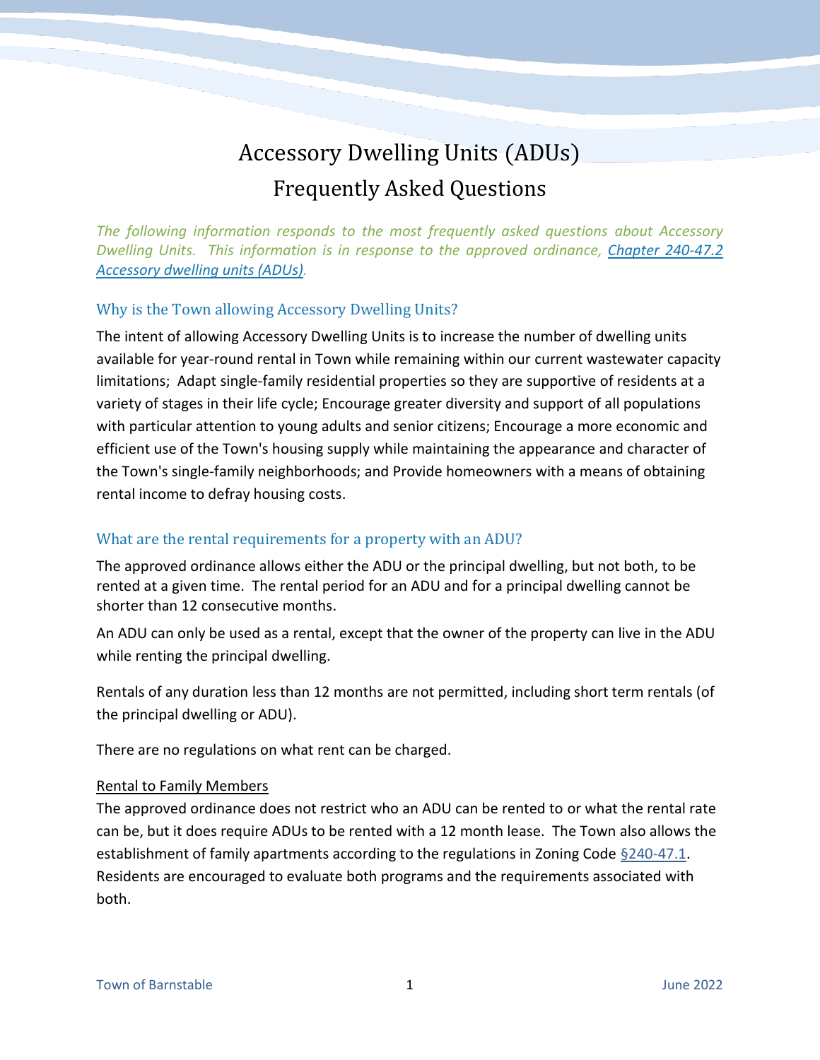# Accessory Dwelling Units (ADUs)
## Frequently Asked Questions

*The following information responds to the most frequently asked questions about Accessory Dwelling Units. This information is in response to the approved ordinance, [Chapter 240-47.2 Accessory dwelling units (ADUs)](#).*

### Why is the Town allowing Accessory Dwelling Units?

The intent of allowing Accessory Dwelling Units is to increase the number of dwelling units available for year-round rental in Town while remaining within our current wastewater capacity limitations; Adapt single-family residential properties so they are supportive of residents at a variety of stages in their life cycle; Encourage greater diversity and support of all populations with particular attention to young adults and senior citizens; Encourage a more economic and efficient use of the Town's housing supply while maintaining the appearance and character of the Town's single-family neighborhoods; and Provide homeowners with a means of obtaining rental income to defray housing costs.

### What are the rental requirements for a property with an ADU?

The approved ordinance allows either the ADU or the principal dwelling, but not both, to be rented at a given time. The rental period for an ADU and for a principal dwelling cannot be shorter than 12 consecutive months.

An ADU can only be used as a rental, except that the owner of the property can live in the ADU while renting the principal dwelling.

Rentals of any duration less than 12 months are not permitted, including short term rentals (of the principal dwelling or ADU).

There are no regulations on what rent can be charged.

<u>Rental to Family Members</u>
The approved ordinance does not restrict who an ADU can be rented to or what the rental rate can be, but it does require ADUs to be rented with a 12 month lease. The Town also allows the establishment of family apartments according to the regulations in Zoning Code [§240-47.1](#). Residents are encouraged to evaluate both programs and the requirements associated with both.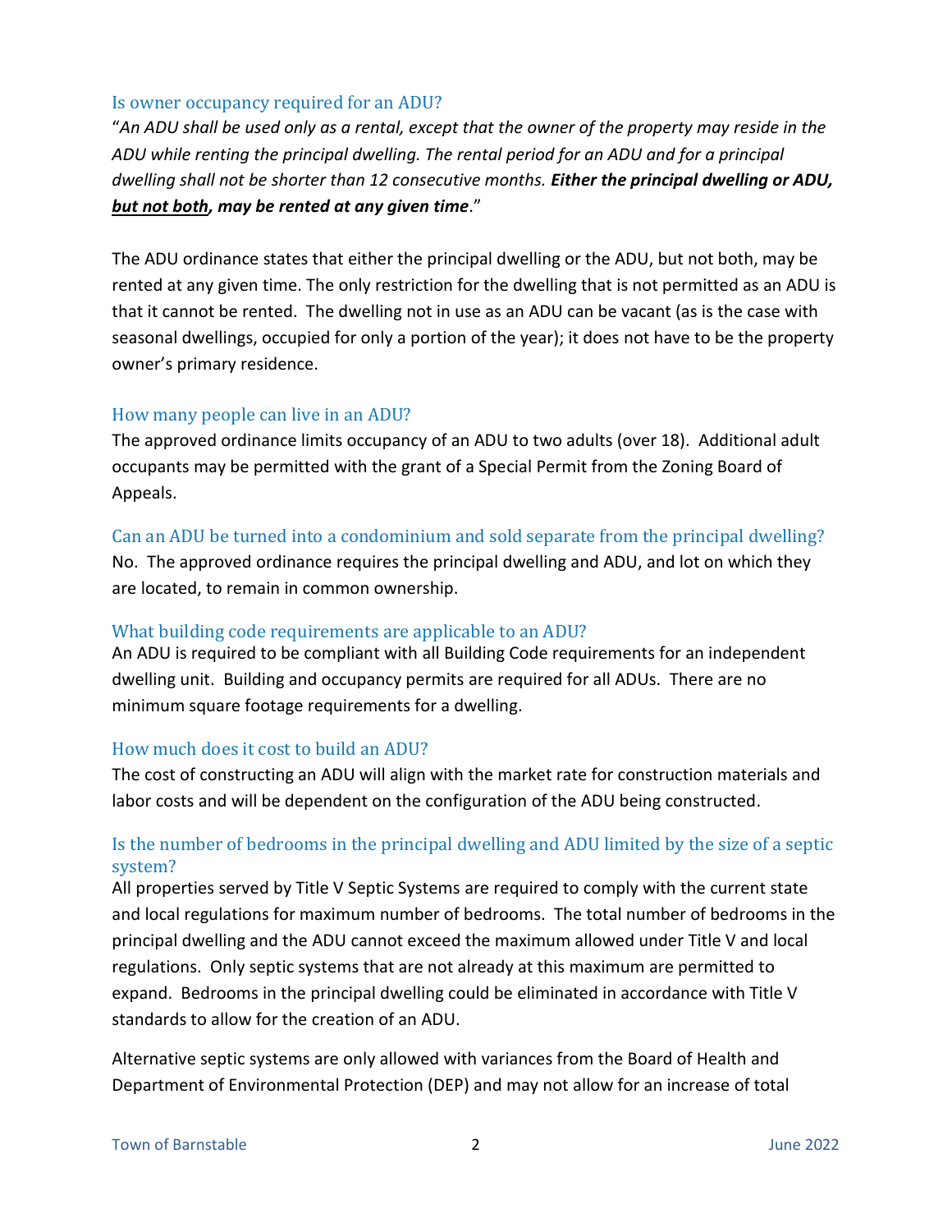### Is owner occupancy required for an ADU?

"*An ADU shall be used only as a rental, except that the owner of the property may reside in the ADU while renting the principal dwelling. The rental period for an ADU and for a principal dwelling shall not be shorter than 12 consecutive months. **Either the principal dwelling or ADU, <u>but not both</u>, may be rented at any given time**.*"

The ADU ordinance states that either the principal dwelling or the ADU, but not both, may be rented at any given time. The only restriction for the dwelling that is not permitted as an ADU is that it cannot be rented. The dwelling not in use as an ADU can be vacant (as is the case with seasonal dwellings, occupied for only a portion of the year); it does not have to be the property owner's primary residence.

### How many people can live in an ADU?

The approved ordinance limits occupancy of an ADU to two adults (over 18). Additional adult occupants may be permitted with the grant of a Special Permit from the Zoning Board of Appeals.

### Can an ADU be turned into a condominium and sold separate from the principal dwelling?

No. The approved ordinance requires the principal dwelling and ADU, and lot on which they are located, to remain in common ownership.

### What building code requirements are applicable to an ADU?

An ADU is required to be compliant with all Building Code requirements for an independent dwelling unit. Building and occupancy permits are required for all ADUs. There are no minimum square footage requirements for a dwelling.

### How much does it cost to build an ADU?

The cost of constructing an ADU will align with the market rate for construction materials and labor costs and will be dependent on the configuration of the ADU being constructed.

### Is the number of bedrooms in the principal dwelling and ADU limited by the size of a septic system?

All properties served by Title V Septic Systems are required to comply with the current state and local regulations for maximum number of bedrooms. The total number of bedrooms in the principal dwelling and the ADU cannot exceed the maximum allowed under Title V and local regulations. Only septic systems that are not already at this maximum are permitted to expand. Bedrooms in the principal dwelling could be eliminated in accordance with Title V standards to allow for the creation of an ADU.

Alternative septic systems are only allowed with variances from the Board of Health and Department of Environmental Protection (DEP) and may not allow for an increase of total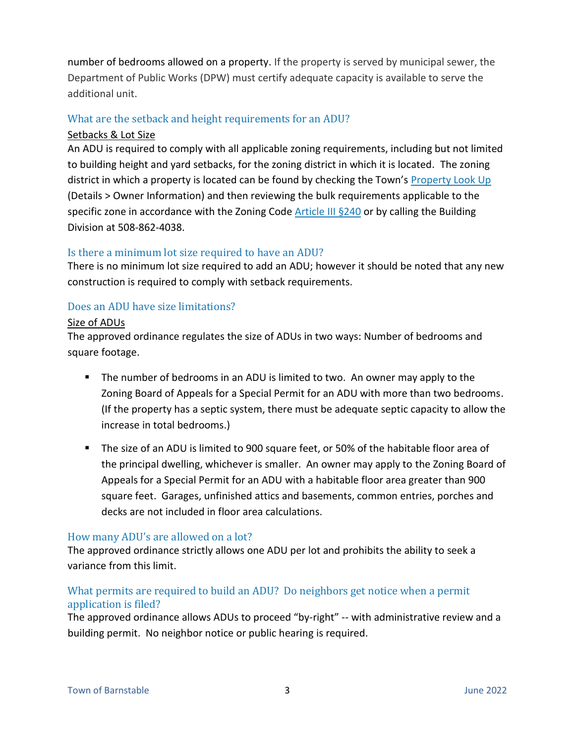number of bedrooms allowed on a property. If the property is served by municipal sewer, the Department of Public Works (DPW) must certify adequate capacity is available to serve the additional unit.

## What are the setback and height requirements for an ADU?

Setbacks & Lot Size

An ADU is required to comply with all applicable zoning requirements, including but not limited to building height and yard setbacks, for the zoning district in which it is located. The zoning district in which a property is located can be found by checking the Town's Property Look Up (Details > Owner Information) and then reviewing the bulk requirements applicable to the specific zone in accordance with the Zoning Code Article III §240 or by calling the Building Division at 508-862-4038.

## Is there a minimum lot size required to have an ADU?

There is no minimum lot size required to add an ADU; however it should be noted that any new construction is required to comply with setback requirements.

## Does an ADU have size limitations?

Size of ADUs

The approved ordinance regulates the size of ADUs in two ways: Number of bedrooms and square footage.

- The number of bedrooms in an ADU is limited to two. An owner may apply to the Zoning Board of Appeals for a Special Permit for an ADU with more than two bedrooms. (If the property has a septic system, there must be adequate septic capacity to allow the increase in total bedrooms.)
- The size of an ADU is limited to 900 square feet, or 50% of the habitable floor area of the principal dwelling, whichever is smaller. An owner may apply to the Zoning Board of Appeals for a Special Permit for an ADU with a habitable floor area greater than 900 square feet. Garages, unfinished attics and basements, common entries, porches and decks are not included in floor area calculations.

## How many ADU's are allowed on a lot?

The approved ordinance strictly allows one ADU per lot and prohibits the ability to seek a variance from this limit.

## What permits are required to build an ADU? Do neighbors get notice when a permit application is filed?

The approved ordinance allows ADUs to proceed "by-right" -- with administrative review and a building permit. No neighbor notice or public hearing is required.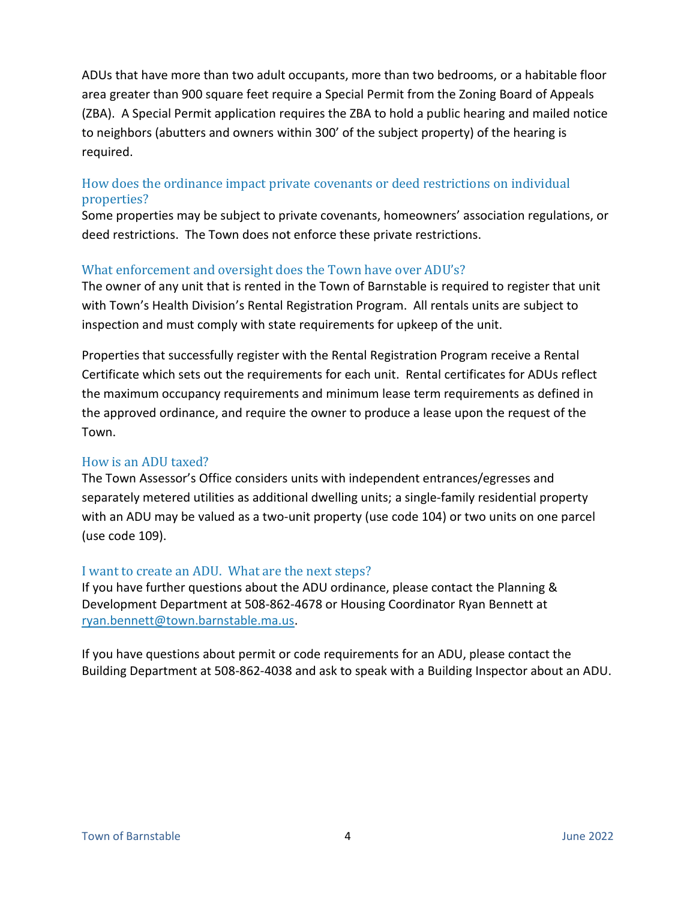ADUs that have more than two adult occupants, more than two bedrooms, or a habitable floor area greater than 900 square feet require a Special Permit from the Zoning Board of Appeals (ZBA). A Special Permit application requires the ZBA to hold a public hearing and mailed notice to neighbors (abutters and owners within 300' of the subject property) of the hearing is required.

## How does the ordinance impact private covenants or deed restrictions on individual properties?

Some properties may be subject to private covenants, homeowners' association regulations, or deed restrictions. The Town does not enforce these private restrictions.

## What enforcement and oversight does the Town have over ADU's?

The owner of any unit that is rented in the Town of Barnstable is required to register that unit with Town's Health Division's Rental Registration Program. All rentals units are subject to inspection and must comply with state requirements for upkeep of the unit.

Properties that successfully register with the Rental Registration Program receive a Rental Certificate which sets out the requirements for each unit. Rental certificates for ADUs reflect the maximum occupancy requirements and minimum lease term requirements as defined in the approved ordinance, and require the owner to produce a lease upon the request of the Town.

## How is an ADU taxed?

The Town Assessor's Office considers units with independent entrances/egresses and separately metered utilities as additional dwelling units; a single-family residential property with an ADU may be valued as a two-unit property (use code 104) or two units on one parcel (use code 109).

## I want to create an ADU. What are the next steps?

If you have further questions about the ADU ordinance, please contact the Planning & Development Department at 508-862-4678 or Housing Coordinator Ryan Bennett at [ryan.bennett@town.barnstable.ma.us](mailto:ryan.bennett@town.barnstable.ma.us).

If you have questions about permit or code requirements for an ADU, please contact the Building Department at 508-862-4038 and ask to speak with a Building Inspector about an ADU.